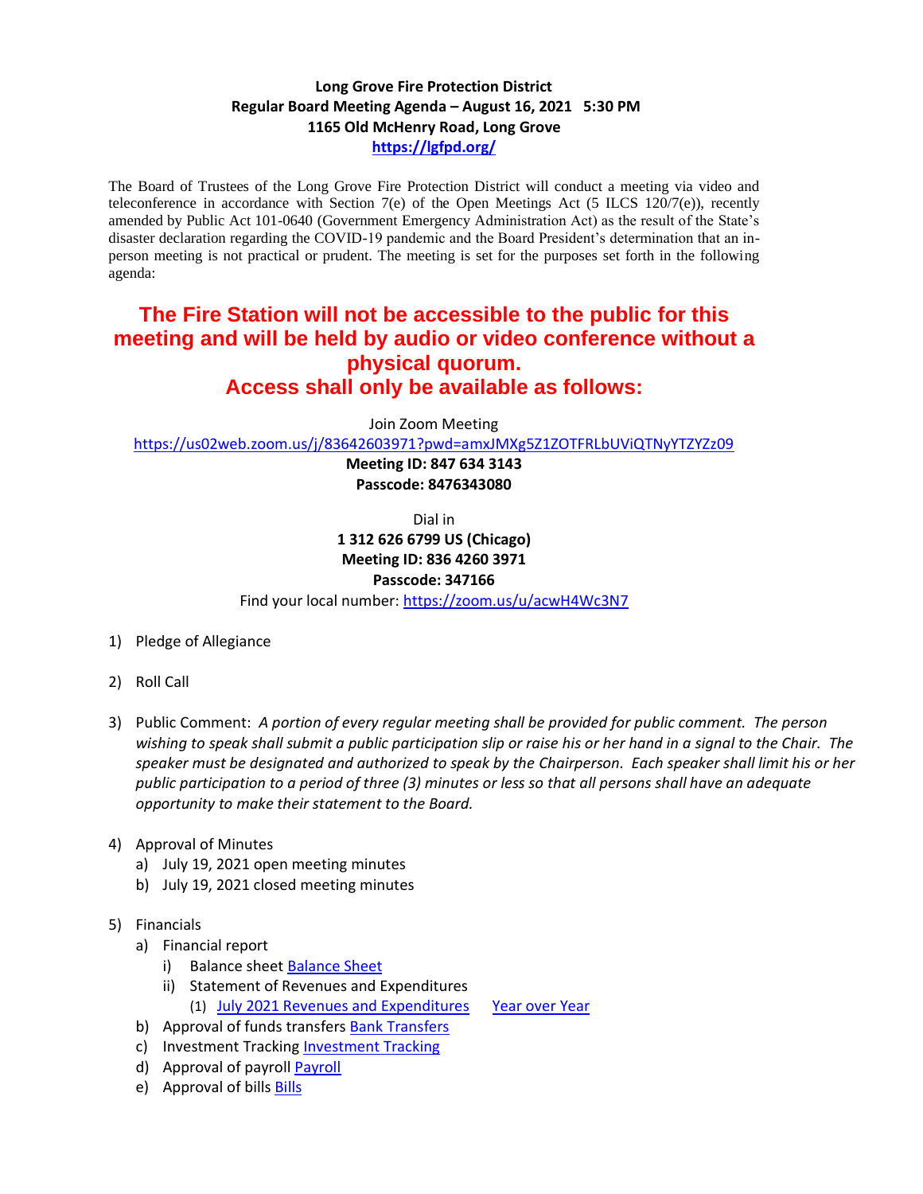**Long Grove Fire Protection District**
**Regular Board Meeting Agenda – August 16, 2021 5:30 PM**
**1165 Old McHenry Road, Long Grove**
**https://lgfpd.org/**

The Board of Trustees of the Long Grove Fire Protection District will conduct a meeting via video and teleconference in accordance with Section 7(e) of the Open Meetings Act (5 ILCS 120/7(e)), recently amended by Public Act 101-0640 (Government Emergency Administration Act) as the result of the State's disaster declaration regarding the COVID-19 pandemic and the Board President's determination that an in-person meeting is not practical or prudent. The meeting is set for the purposes set forth in the following agenda:

## The Fire Station will not be accessible to the public for this meeting and will be held by audio or video conference without a physical quorum. Access shall only be available as follows:

Join Zoom Meeting
https://us02web.zoom.us/j/83642603971?pwd=amxJMXg5Z1ZOTFRLbUViQTNyYTZYZz09
**Meeting ID: 847 634 3143**
**Passcode: 8476343080**

Dial in
**1 312 626 6799 US (Chicago)**
**Meeting ID: 836 4260 3971**
**Passcode: 347166**
Find your local number: https://zoom.us/u/acwH4Wc3N7

1) Pledge of Allegiance

2) Roll Call

3) Public Comment: *A portion of every regular meeting shall be provided for public comment. The person wishing to speak shall submit a public participation slip or raise his or her hand in a signal to the Chair. The speaker must be designated and authorized to speak by the Chairperson. Each speaker shall limit his or her public participation to a period of three (3) minutes or less so that all persons shall have an adequate opportunity to make their statement to the Board.*

4) Approval of Minutes
   a) July 19, 2021 open meeting minutes
   b) July 19, 2021 closed meeting minutes

5) Financials
   a) Financial report
      i) Balance sheet Balance Sheet
      ii) Statement of Revenues and Expenditures
         (1) July 2021 Revenues and Expenditures Year over Year
   b) Approval of funds transfers Bank Transfers
   c) Investment Tracking Investment Tracking
   d) Approval of payroll Payroll
   e) Approval of bills Bills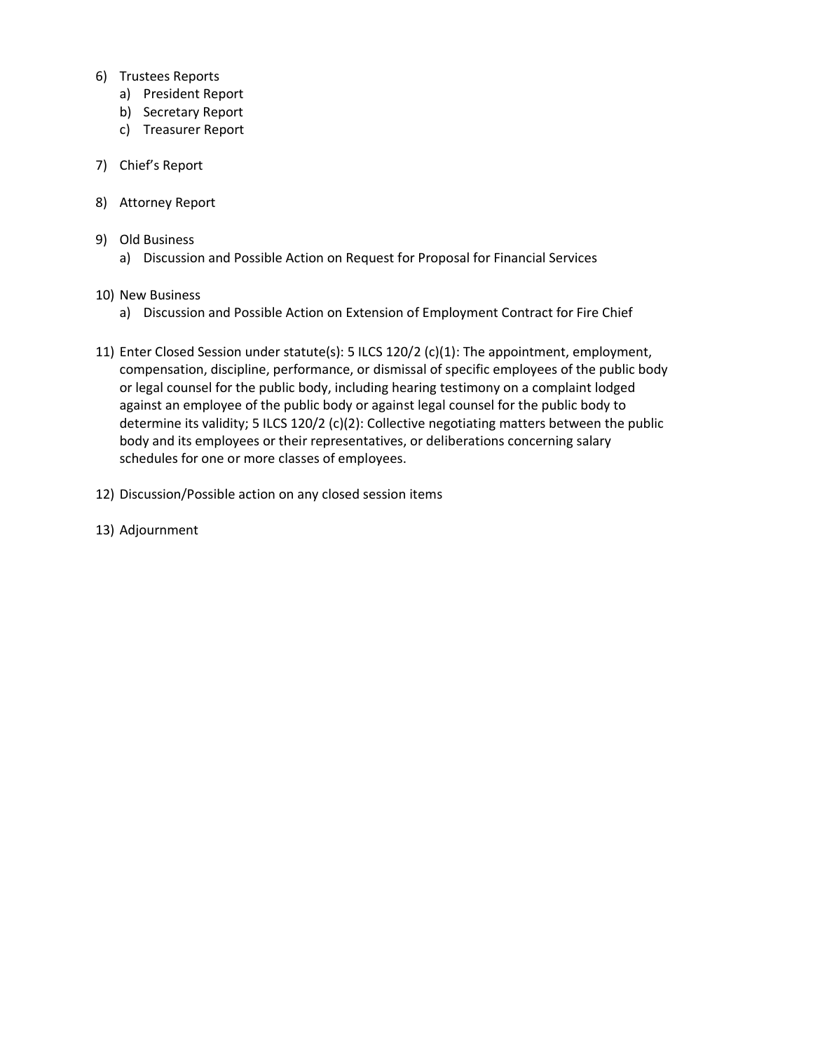6) Trustees Reports
   a) President Report
   b) Secretary Report
   c) Treasurer Report

7) Chief's Report

8) Attorney Report

9) Old Business
   a) Discussion and Possible Action on Request for Proposal for Financial Services

10) New Business
    a) Discussion and Possible Action on Extension of Employment Contract for Fire Chief

11) Enter Closed Session under statute(s): 5 ILCS 120/2 (c)(1): The appointment, employment, compensation, discipline, performance, or dismissal of specific employees of the public body or legal counsel for the public body, including hearing testimony on a complaint lodged against an employee of the public body or against legal counsel for the public body to determine its validity; 5 ILCS 120/2 (c)(2): Collective negotiating matters between the public body and its employees or their representatives, or deliberations concerning salary schedules for one or more classes of employees.

12) Discussion/Possible action on any closed session items

13) Adjournment